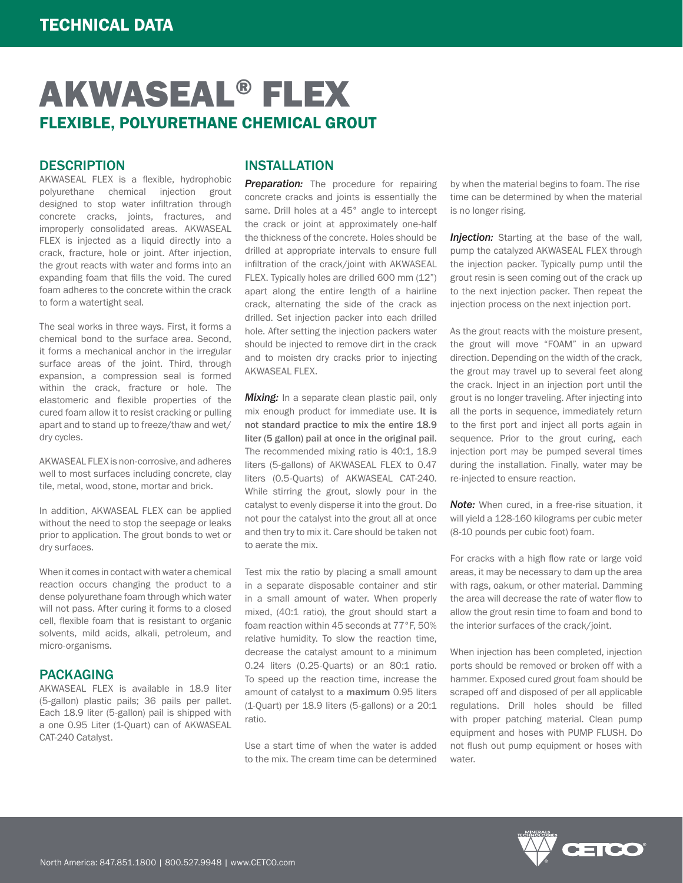TECHNICAL DATA

# AKWASEAL® FLEX

## FLEXIBLE, POLYURETHANE CHEMICAL GROUT

### DESCRIPTION

AKWASEAL FLEX is a flexible, hydrophobic polyurethane chemical injection grout designed to stop water infiltration through concrete cracks, joints, fractures, and improperly consolidated areas. AKWASEAL FLEX is injected as a liquid directly into a crack, fracture, hole or joint. After injection, the grout reacts with water and forms into an expanding foam that fills the void. The cured foam adheres to the concrete within the crack to form a watertight seal.

The seal works in three ways. First, it forms a chemical bond to the surface area. Second, it forms a mechanical anchor in the irregular surface areas of the joint. Third, through expansion, a compression seal is formed within the crack, fracture or hole. The elastomeric and flexible properties of the cured foam allow it to resist cracking or pulling apart and to stand up to freeze/thaw and wet/dry cycles.

AKWASEAL FLEX is non-corrosive, and adheres well to most surfaces including concrete, clay tile, metal, wood, stone, mortar and brick.

In addition, AKWASEAL FLEX can be applied without the need to stop the seepage or leaks prior to application. The grout bonds to wet or dry surfaces.

When it comes in contact with water a chemical reaction occurs changing the product to a dense polyurethane foam through which water will not pass. After curing it forms to a closed cell, flexible foam that is resistant to organic solvents, mild acids, alkali, petroleum, and micro-organisms.

### PACKAGING

AKWASEAL FLEX is available in 18.9 liter (5-gallon) plastic pails; 36 pails per pallet. Each 18.9 liter (5-gallon) pail is shipped with a one 0.95 Liter (1-Quart) can of AKWASEAL CAT-240 Catalyst.

### INSTALLATION

***Preparation:*** The procedure for repairing concrete cracks and joints is essentially the same. Drill holes at a 45° angle to intercept the crack or joint at approximately one-half the thickness of the concrete. Holes should be drilled at appropriate intervals to ensure full infiltration of the crack/joint with AKWASEAL FLEX. Typically holes are drilled 600 mm (12") apart along the entire length of a hairline crack, alternating the side of the crack as drilled. Set injection packer into each drilled hole. After setting the injection packers water should be injected to remove dirt in the crack and to moisten dry cracks prior to injecting AKWASEAL FLEX.

***Mixing:*** In a separate clean plastic pail, only mix enough product for immediate use. **It is not standard practice to mix the entire 18.9 liter (5 gallon) pail at once in the original pail.** The recommended mixing ratio is 40:1, 18.9 liters (5-gallons) of AKWASEAL FLEX to 0.47 liters (0.5-Quarts) of AKWASEAL CAT-240. While stirring the grout, slowly pour in the catalyst to evenly disperse it into the grout. Do not pour the catalyst into the grout all at once and then try to mix it. Care should be taken not to aerate the mix.

Test mix the ratio by placing a small amount in a separate disposable container and stir in a small amount of water. When properly mixed, (40:1 ratio), the grout should start a foam reaction within 45 seconds at 77°F, 50% relative humidity. To slow the reaction time, decrease the catalyst amount to a minimum 0.24 liters (0.25-Quarts) or an 80:1 ratio. To speed up the reaction time, increase the amount of catalyst to a **maximum** 0.95 liters (1-Quart) per 18.9 liters (5-gallons) or a 20:1 ratio.

Use a start time of when the water is added to the mix. The cream time can be determined by when the material begins to foam. The rise time can be determined by when the material is no longer rising.

***Injection:*** Starting at the base of the wall, pump the catalyzed AKWASEAL FLEX through the injection packer. Typically pump until the grout resin is seen coming out of the crack up to the next injection packer. Then repeat the injection process on the next injection port.

As the grout reacts with the moisture present, the grout will move "FOAM" in an upward direction. Depending on the width of the crack, the grout may travel up to several feet along the crack. Inject in an injection port until the grout is no longer traveling. After injecting into all the ports in sequence, immediately return to the first port and inject all ports again in sequence. Prior to the grout curing, each injection port may be pumped several times during the installation. Finally, water may be re-injected to ensure reaction.

***Note:*** When cured, in a free-rise situation, it will yield a 128-160 kilograms per cubic meter (8-10 pounds per cubic foot) foam.

For cracks with a high flow rate or large void areas, it may be necessary to dam up the area with rags, oakum, or other material. Damming the area will decrease the rate of water flow to allow the grout resin time to foam and bond to the interior surfaces of the crack/joint.

When injection has been completed, injection ports should be removed or broken off with a hammer. Exposed cured grout foam should be scraped off and disposed of per all applicable regulations. Drill holes should be filled with proper patching material. Clean pump equipment and hoses with PUMP FLUSH. Do not flush out pump equipment or hoses with water.

North America: 847.851.1800 | 800.527.9948 | www.CETCO.com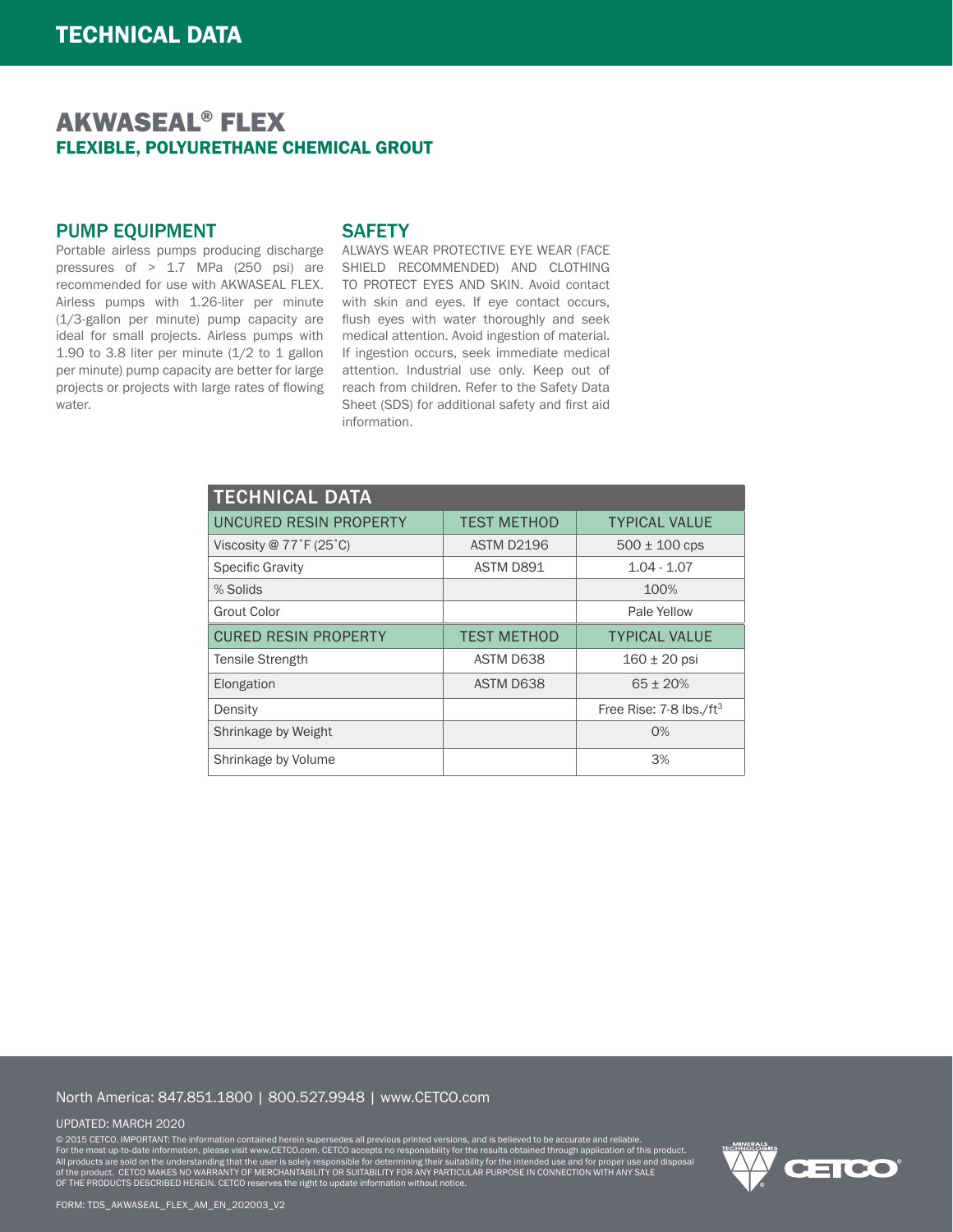# AKWASEAL® FLEX

## FLEXIBLE, POLYURETHANE CHEMICAL GROUT

### PUMP EQUIPMENT

Portable airless pumps producing discharge pressures of > 1.7 MPa (250 psi) are recommended for use with AKWASEAL FLEX. Airless pumps with 1.26-liter per minute (1/3-gallon per minute) pump capacity are ideal for small projects. Airless pumps with 1.90 to 3.8 liter per minute (1/2 to 1 gallon per minute) pump capacity are better for large projects or projects with large rates of flowing water.

### SAFETY

ALWAYS WEAR PROTECTIVE EYE WEAR (FACE SHIELD RECOMMENDED) AND CLOTHING TO PROTECT EYES AND SKIN. Avoid contact with skin and eyes. If eye contact occurs, flush eyes with water thoroughly and seek medical attention. Avoid ingestion of material. If ingestion occurs, seek immediate medical attention. Industrial use only. Keep out of reach from children. Refer to the Safety Data Sheet (SDS) for additional safety and first aid information.

### TECHNICAL DATA

| UNCURED RESIN PROPERTY | TEST METHOD | TYPICAL VALUE |
|---|---|---|
| Viscosity @ 77˚F (25˚C) | ASTM D2196 | 500 ± 100 cps |
| Specific Gravity | ASTM D891 | 1.04 - 1.07 |
| % Solids | | 100% |
| Grout Color | | Pale Yellow |
| **CURED RESIN PROPERTY** | **TEST METHOD** | **TYPICAL VALUE** |
| Tensile Strength | ASTM D638 | 160 ± 20 psi |
| Elongation | ASTM D638 | 65 ± 20% |
| Density | | Free Rise: 7-8 lbs./ft$^3$ |
| Shrinkage by Weight | | 0% |
| Shrinkage by Volume | | 3% |

North America: 847.851.1800 | 800.527.9948 | www.CETCO.com

UPDATED: MARCH 2020

© 2015 CETCO. IMPORTANT: The information contained herein supersedes all previous printed versions, and is believed to be accurate and reliable. For the most up-to-date information, please visit www.CETCO.com. CETCO accepts no responsibility for the results obtained through application of this product. All products are sold on the understanding that the user is solely responsible for determining their suitability for the intended use and for proper use and disposal of the product. CETCO MAKES NO WARRANTY OF MERCHANTABILITY OR SUITABILITY FOR ANY PARTICULAR PURPOSE IN CONNECTION WITH ANY SALE OF THE PRODUCTS DESCRIBED HEREIN. CETCO reserves the right to update information without notice.

FORM: TDS_AKWASEAL_FLEX_AM_EN_202003_V2